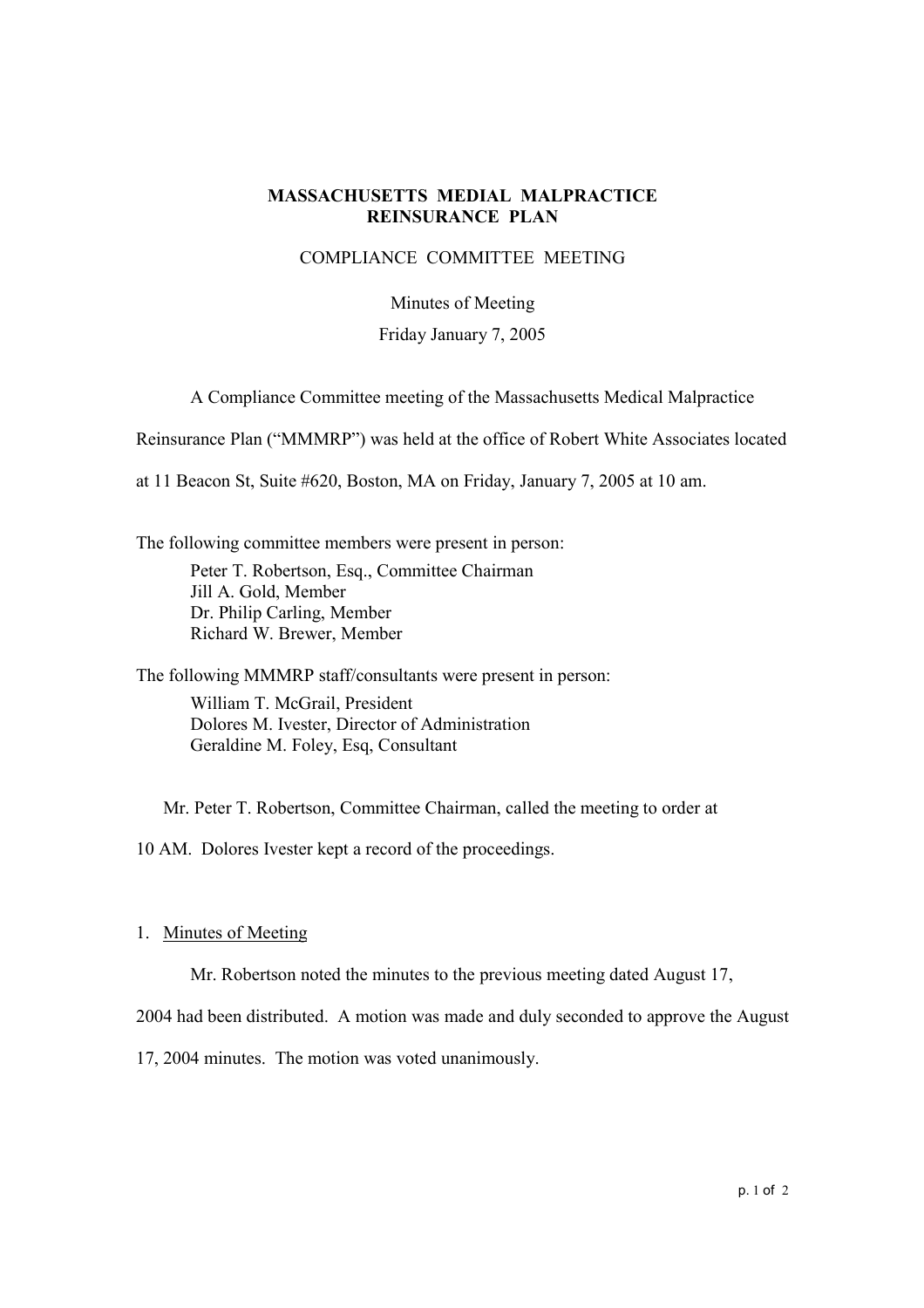**MASSACHUSETTS MEDIAL MALPRACTICE REINSURANCE PLAN**

COMPLIANCE COMMITTEE MEETING

Minutes of Meeting

Friday January 7, 2005

A Compliance Committee meeting of the Massachusetts Medical Malpractice Reinsurance Plan ("MMMRP") was held at the office of Robert White Associates located at 11 Beacon St, Suite #620, Boston, MA on Friday, January 7, 2005 at 10 am.

The following committee members were present in person:

Peter T. Robertson, Esq., Committee Chairman
Jill A. Gold, Member
Dr. Philip Carling, Member
Richard W. Brewer, Member

The following MMMRP staff/consultants were present in person:

William T. McGrail, President
Dolores M. Ivester, Director of Administration
Geraldine M. Foley, Esq, Consultant

Mr. Peter T. Robertson, Committee Chairman, called the meeting to order at 10 AM. Dolores Ivester kept a record of the proceedings.

1. Minutes of Meeting

Mr. Robertson noted the minutes to the previous meeting dated August 17, 2004 had been distributed. A motion was made and duly seconded to approve the August 17, 2004 minutes. The motion was voted unanimously.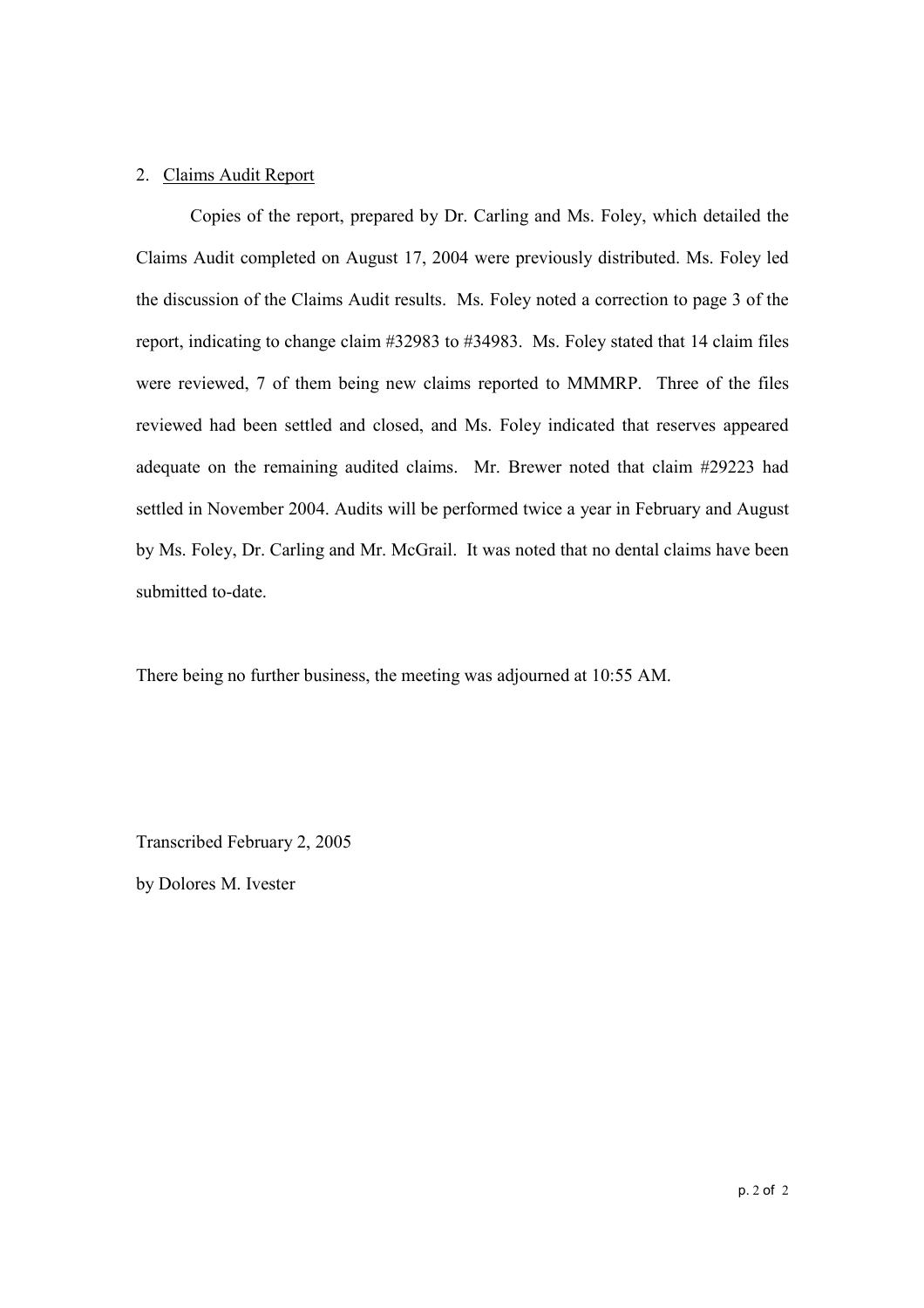2. Claims Audit Report

Copies of the report, prepared by Dr. Carling and Ms. Foley, which detailed the Claims Audit completed on August 17, 2004 were previously distributed. Ms. Foley led the discussion of the Claims Audit results. Ms. Foley noted a correction to page 3 of the report, indicating to change claim #32983 to #34983. Ms. Foley stated that 14 claim files were reviewed, 7 of them being new claims reported to MMMRP. Three of the files reviewed had been settled and closed, and Ms. Foley indicated that reserves appeared adequate on the remaining audited claims. Mr. Brewer noted that claim #29223 had settled in November 2004. Audits will be performed twice a year in February and August by Ms. Foley, Dr. Carling and Mr. McGrail. It was noted that no dental claims have been submitted to-date.

There being no further business, the meeting was adjourned at 10:55 AM.

Transcribed February 2, 2005

by Dolores M. Ivester